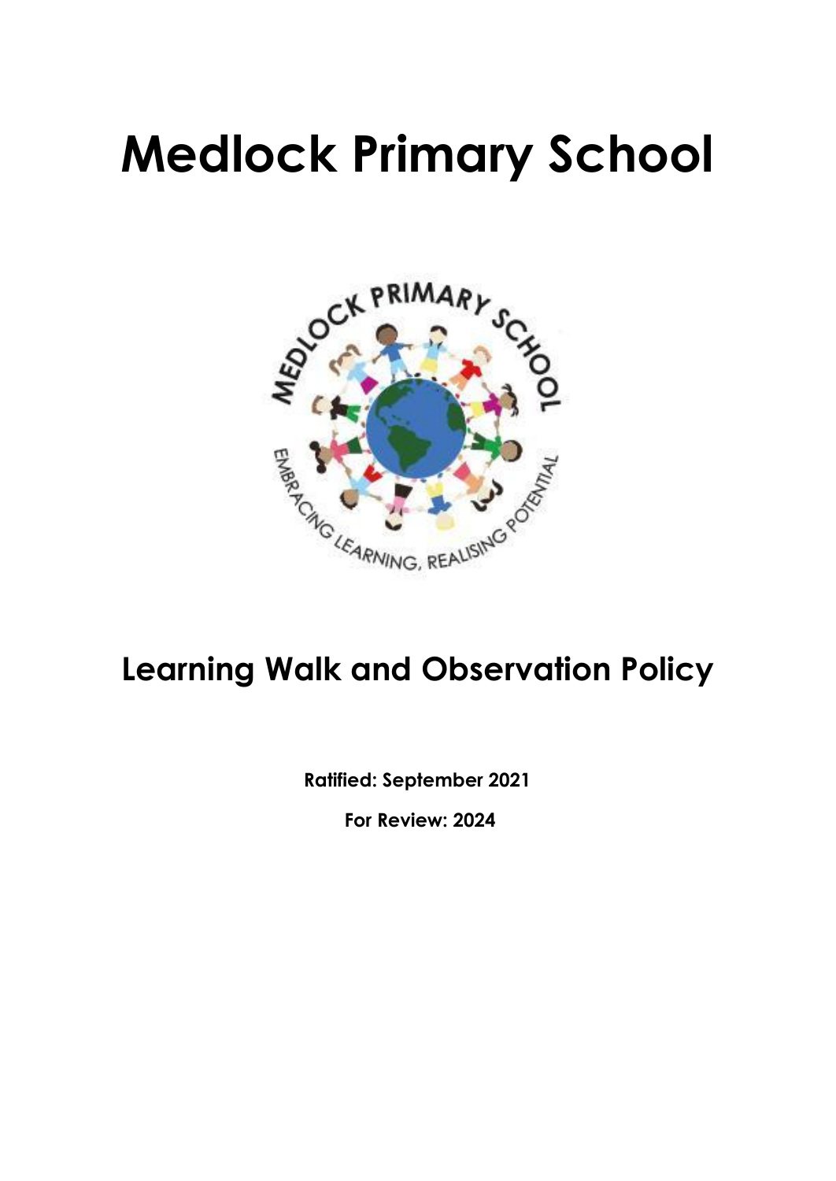# Medlock Primary School

## Learning Walk and Observation Policy

**Ratified: September 2021**

**For Review: 2024**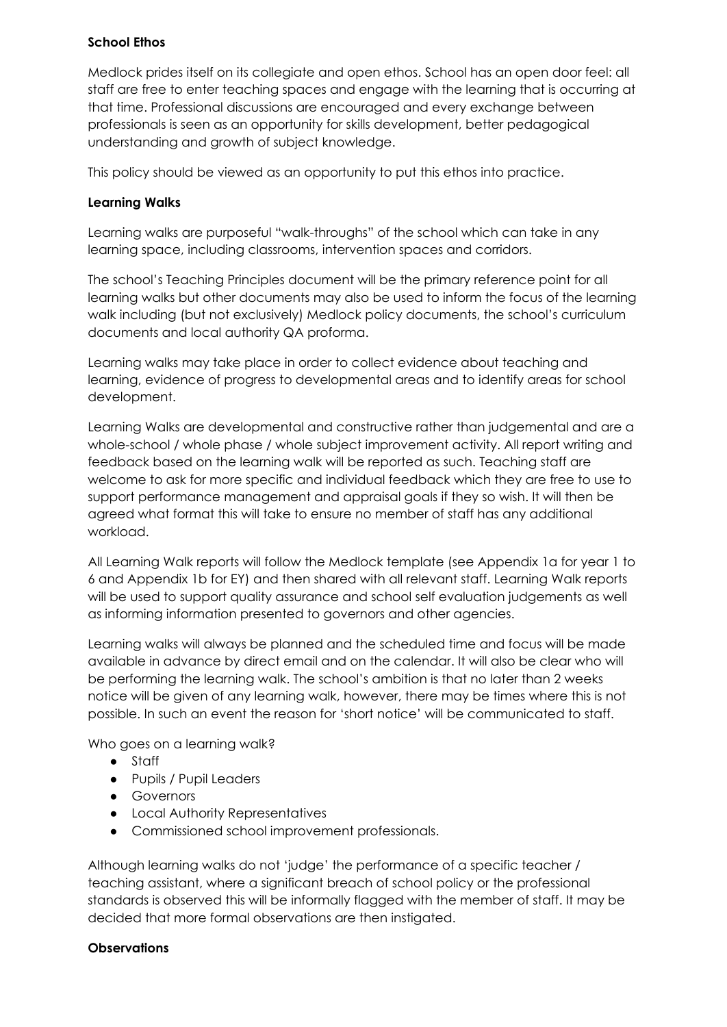**School Ethos**

Medlock prides itself on its collegiate and open ethos. School has an open door feel: all staff are free to enter teaching spaces and engage with the learning that is occurring at that time. Professional discussions are encouraged and every exchange between professionals is seen as an opportunity for skills development, better pedagogical understanding and growth of subject knowledge.

This policy should be viewed as an opportunity to put this ethos into practice.

**Learning Walks**

Learning walks are purposeful "walk-throughs" of the school which can take in any learning space, including classrooms, intervention spaces and corridors.

The school's Teaching Principles document will be the primary reference point for all learning walks but other documents may also be used to inform the focus of the learning walk including (but not exclusively) Medlock policy documents, the school's curriculum documents and local authority QA proforma.

Learning walks may take place in order to collect evidence about teaching and learning, evidence of progress to developmental areas and to identify areas for school development.

Learning Walks are developmental and constructive rather than judgemental and are a whole-school / whole phase / whole subject improvement activity. All report writing and feedback based on the learning walk will be reported as such. Teaching staff are welcome to ask for more specific and individual feedback which they are free to use to support performance management and appraisal goals if they so wish. It will then be agreed what format this will take to ensure no member of staff has any additional workload.

All Learning Walk reports will follow the Medlock template (see Appendix 1a for year 1 to 6 and Appendix 1b for EY) and then shared with all relevant staff. Learning Walk reports will be used to support quality assurance and school self evaluation judgements as well as informing information presented to governors and other agencies.

Learning walks will always be planned and the scheduled time and focus will be made available in advance by direct email and on the calendar. It will also be clear who will be performing the learning walk. The school's ambition is that no later than 2 weeks notice will be given of any learning walk, however, there may be times where this is not possible. In such an event the reason for 'short notice' will be communicated to staff.

Who goes on a learning walk?

- Staff
- Pupils / Pupil Leaders
- Governors
- Local Authority Representatives
- Commissioned school improvement professionals.

Although learning walks do not 'judge' the performance of a specific teacher / teaching assistant, where a significant breach of school policy or the professional standards is observed this will be informally flagged with the member of staff. It may be decided that more formal observations are then instigated.

**Observations**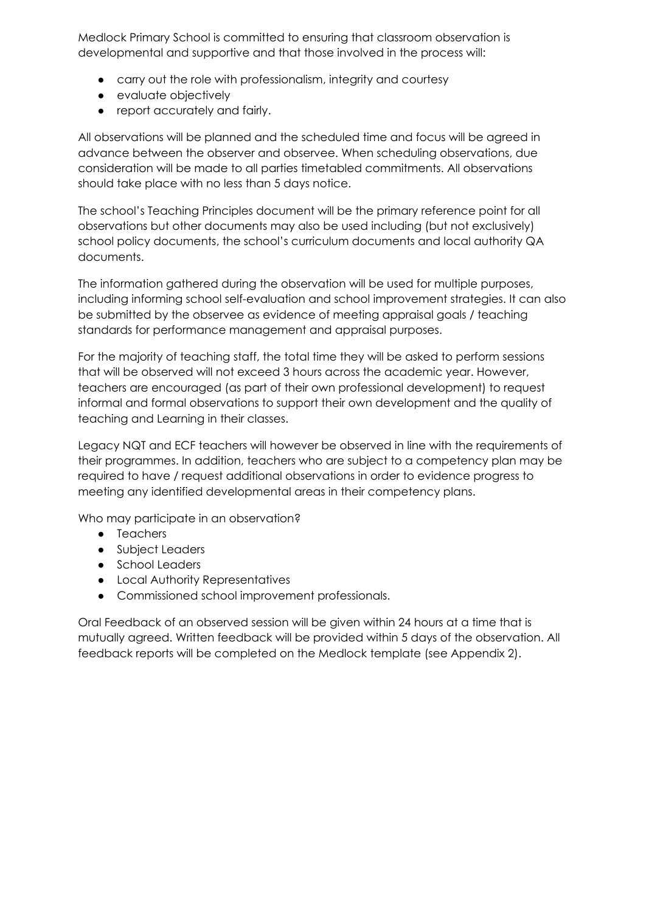Medlock Primary School is committed to ensuring that classroom observation is developmental and supportive and that those involved in the process will:

- carry out the role with professionalism, integrity and courtesy
- evaluate objectively
- report accurately and fairly.

All observations will be planned and the scheduled time and focus will be agreed in advance between the observer and observee. When scheduling observations, due consideration will be made to all parties timetabled commitments. All observations should take place with no less than 5 days notice.

The school's Teaching Principles document will be the primary reference point for all observations but other documents may also be used including (but not exclusively) school policy documents, the school's curriculum documents and local authority QA documents.

The information gathered during the observation will be used for multiple purposes, including informing school self-evaluation and school improvement strategies. It can also be submitted by the observee as evidence of meeting appraisal goals / teaching standards for performance management and appraisal purposes.

For the majority of teaching staff, the total time they will be asked to perform sessions that will be observed will not exceed 3 hours across the academic year. However, teachers are encouraged (as part of their own professional development) to request informal and formal observations to support their own development and the quality of teaching and Learning in their classes.

Legacy NQT and ECF teachers will however be observed in line with the requirements of their programmes. In addition, teachers who are subject to a competency plan may be required to have / request additional observations in order to evidence progress to meeting any identified developmental areas in their competency plans.

Who may participate in an observation?

- Teachers
- Subject Leaders
- School Leaders
- Local Authority Representatives
- Commissioned school improvement professionals.

Oral Feedback of an observed session will be given within 24 hours at a time that is mutually agreed. Written feedback will be provided within 5 days of the observation. All feedback reports will be completed on the Medlock template (see Appendix 2).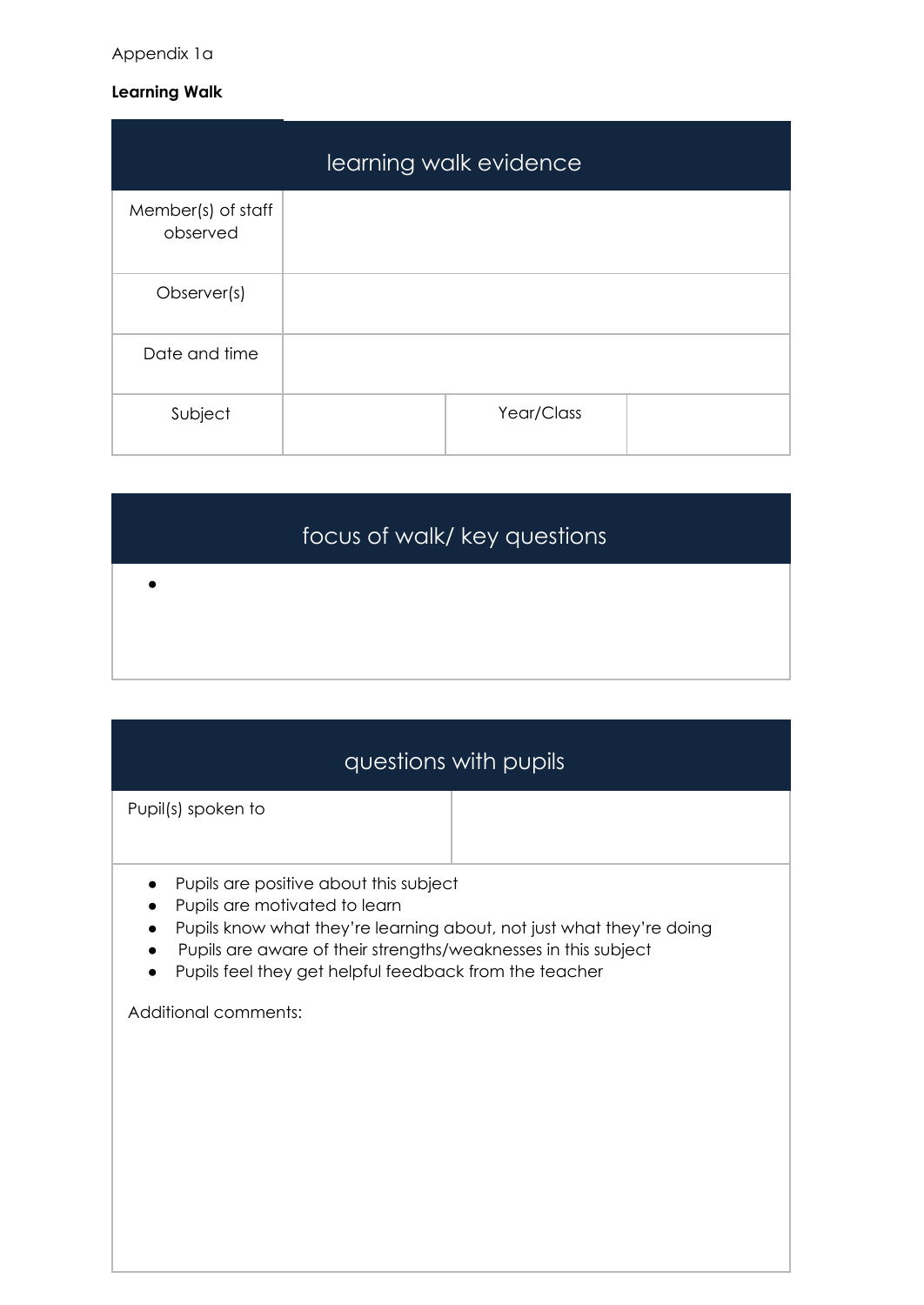Appendix 1a

**Learning Walk**

| learning walk evidence | | | |
|---|---|---|---|
| Member(s) of staff observed | | | |
| Observer(s) | | | |
| Date and time | | | |
| Subject | | Year/Class | |

| focus of walk/ key questions |
|---|
| • |

| questions with pupils | |
|---|---|
| Pupil(s) spoken to | |

- Pupils are positive about this subject
- Pupils are motivated to learn
- Pupils know what they're learning about, not just what they're doing
- Pupils are aware of their strengths/weaknesses in this subject
- Pupils feel they get helpful feedback from the teacher

Additional comments: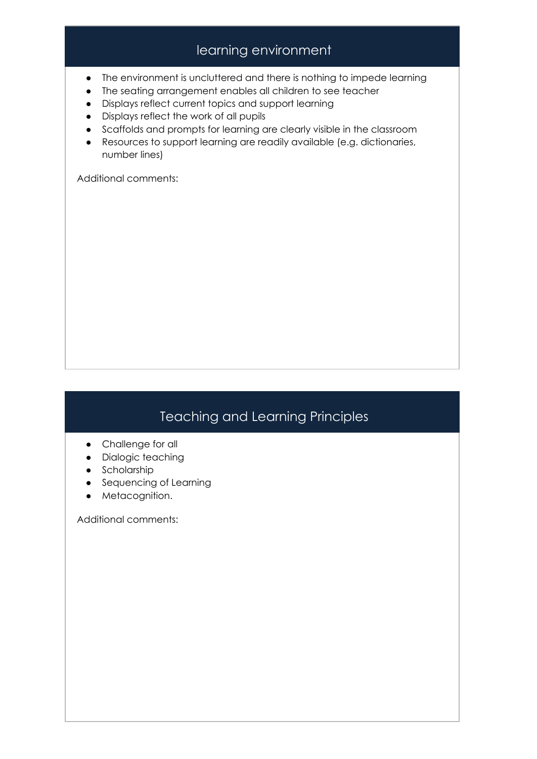## learning environment

- The environment is uncluttered and there is nothing to impede learning
- The seating arrangement enables all children to see teacher
- Displays reflect current topics and support learning
- Displays reflect the work of all pupils
- Scaffolds and prompts for learning are clearly visible in the classroom
- Resources to support learning are readily available (e.g. dictionaries, number lines)

Additional comments:

## Teaching and Learning Principles

- Challenge for all
- Dialogic teaching
- Scholarship
- Sequencing of Learning
- Metacognition.

Additional comments: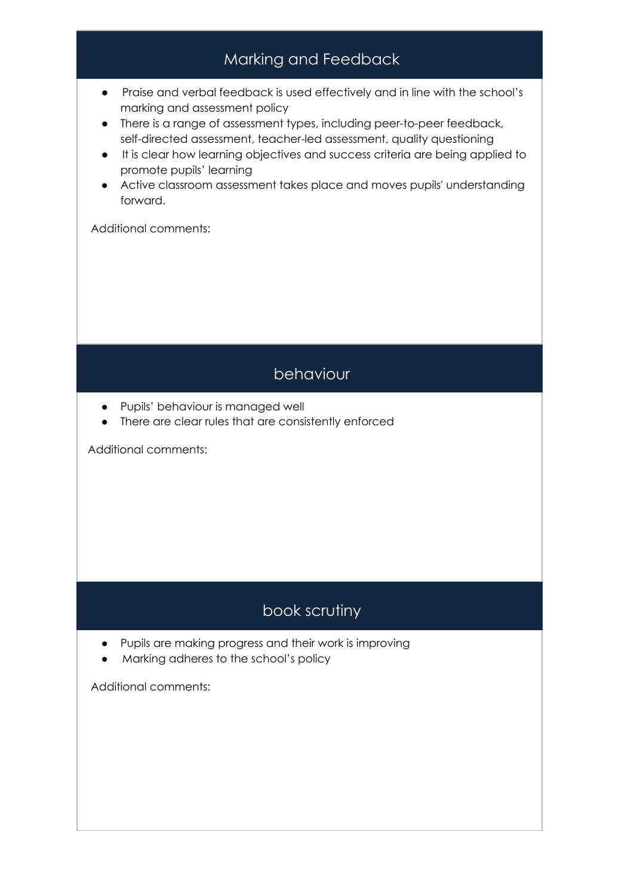## Marking and Feedback

- Praise and verbal feedback is used effectively and in line with the school's marking and assessment policy
- There is a range of assessment types, including peer-to-peer feedback, self-directed assessment, teacher-led assessment, quality questioning
- It is clear how learning objectives and success criteria are being applied to promote pupils' learning
- Active classroom assessment takes place and moves pupils' understanding forward.

Additional comments:

## behaviour

- Pupils' behaviour is managed well
- There are clear rules that are consistently enforced

Additional comments:

## book scrutiny

- Pupils are making progress and their work is improving
- Marking adheres to the school's policy

Additional comments: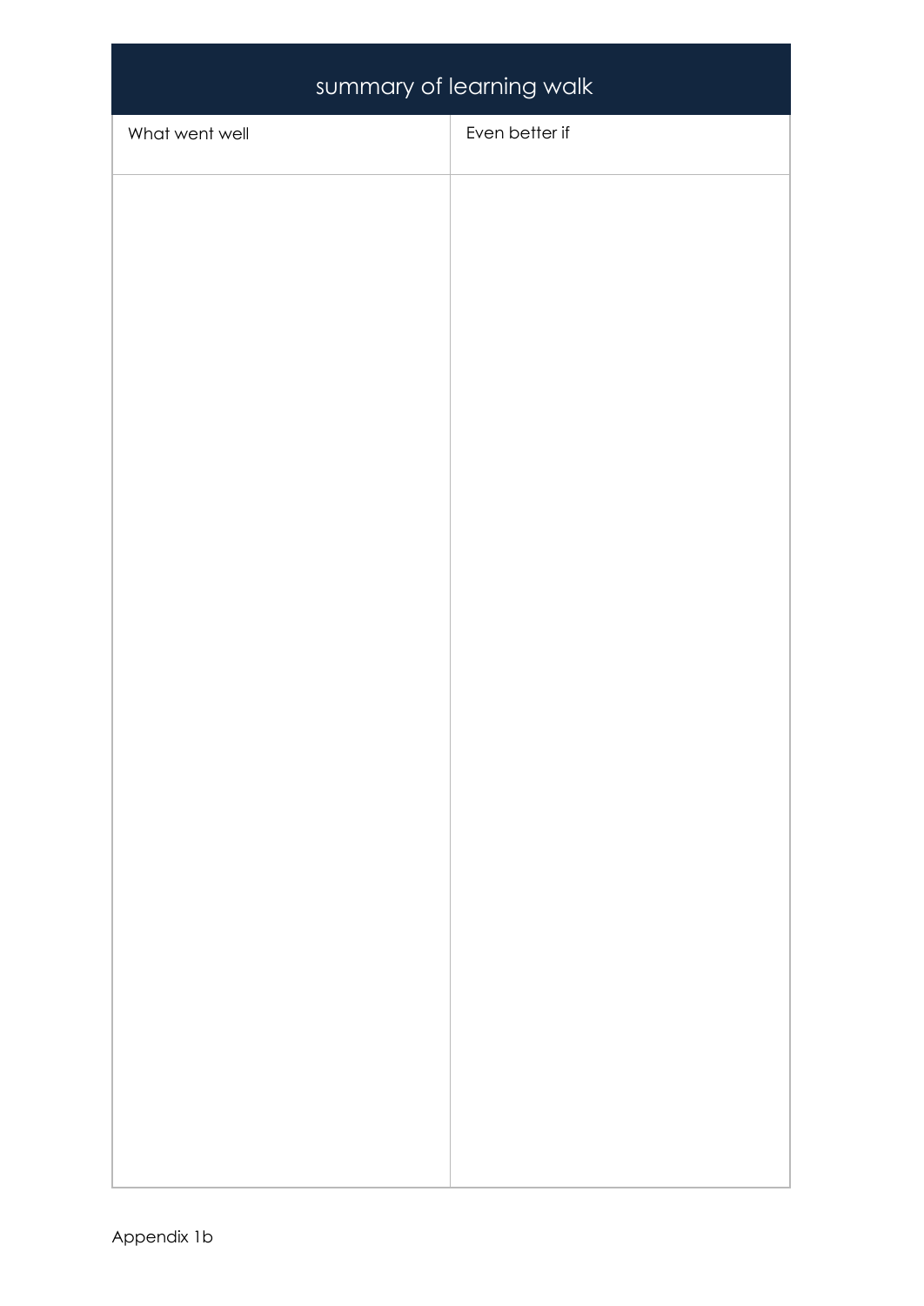## summary of learning walk

| What went well | Even better if |
| --- | --- |
| | |

Appendix 1b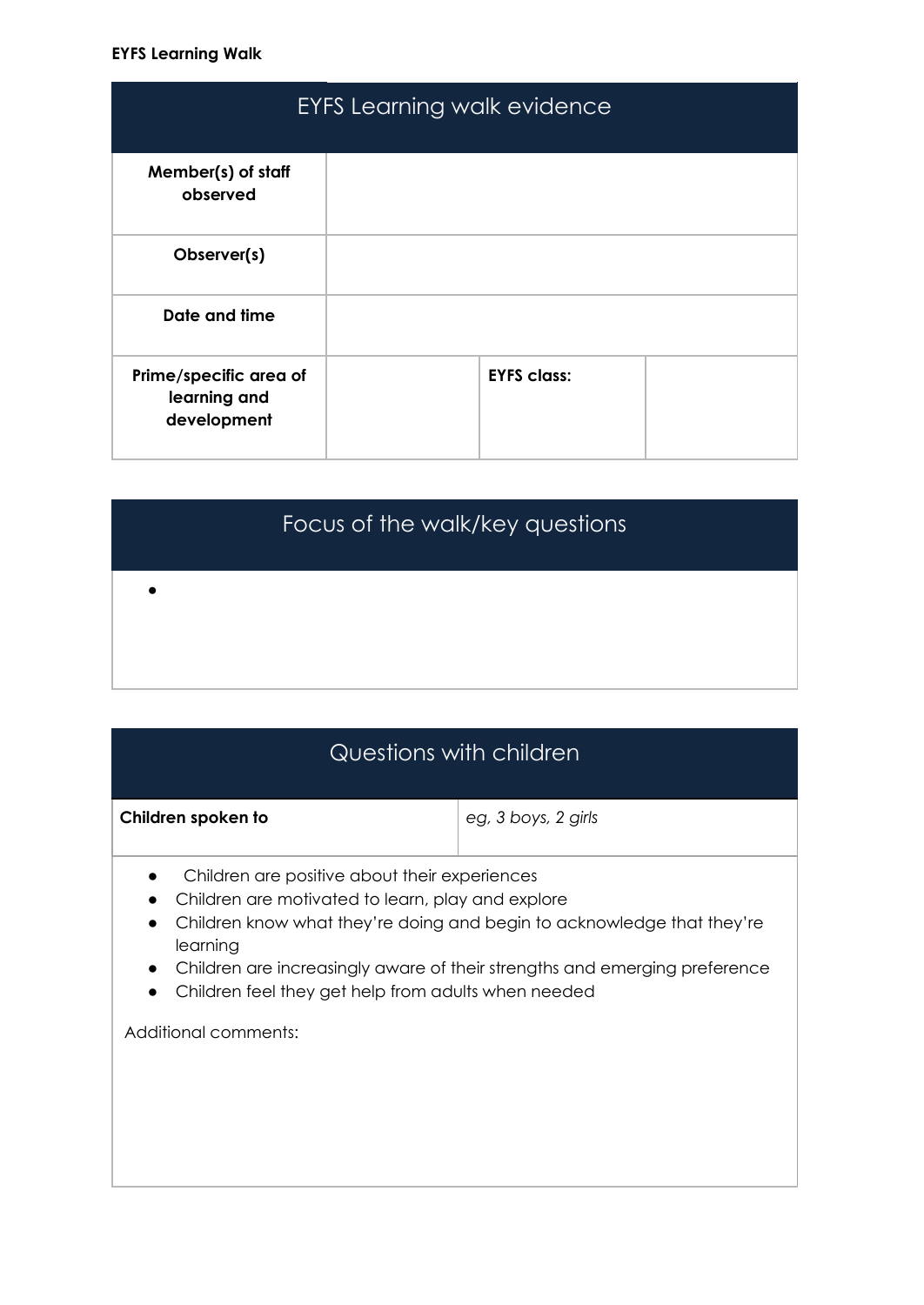**EYFS Learning Walk**

| EYFS Learning walk evidence | | | |
|---|---|---|---|
| **Member(s) of staff observed** | | | |
| **Observer(s)** | | | |
| **Date and time** | | | |
| **Prime/specific area of learning and development** | | **EYFS class:** | |

| Focus of the walk/key questions |
|---|
| • |

| Questions with children | |
|---|---|
| **Children spoken to** | *eg, 3 boys, 2 girls* |

- Children are positive about their experiences
- Children are motivated to learn, play and explore
- Children know what they're doing and begin to acknowledge that they're learning
- Children are increasingly aware of their strengths and emerging preference
- Children feel they get help from adults when needed

Additional comments: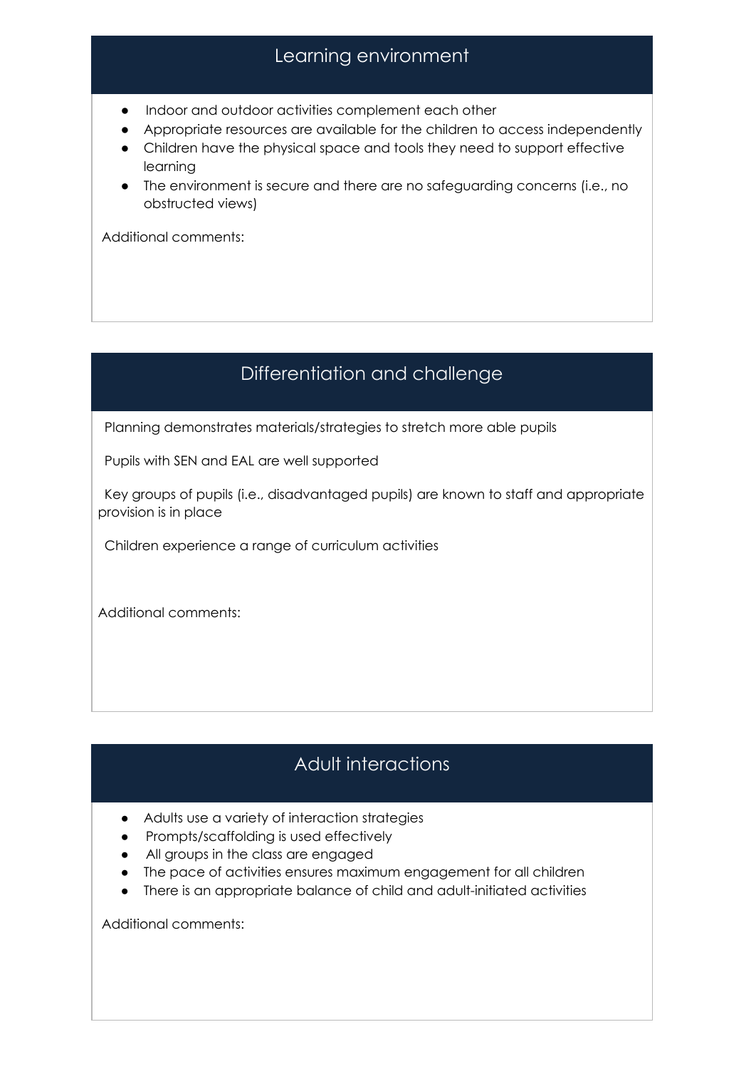## Learning environment

- Indoor and outdoor activities complement each other
- Appropriate resources are available for the children to access independently
- Children have the physical space and tools they need to support effective learning
- The environment is secure and there are no safeguarding concerns (i.e., no obstructed views)

Additional comments:

## Differentiation and challenge

Planning demonstrates materials/strategies to stretch more able pupils

Pupils with SEN and EAL are well supported

Key groups of pupils (i.e., disadvantaged pupils) are known to staff and appropriate provision is in place

Children experience a range of curriculum activities

Additional comments:

## Adult interactions

- Adults use a variety of interaction strategies
- Prompts/scaffolding is used effectively
- All groups in the class are engaged
- The pace of activities ensures maximum engagement for all children
- There is an appropriate balance of child and adult-initiated activities

Additional comments: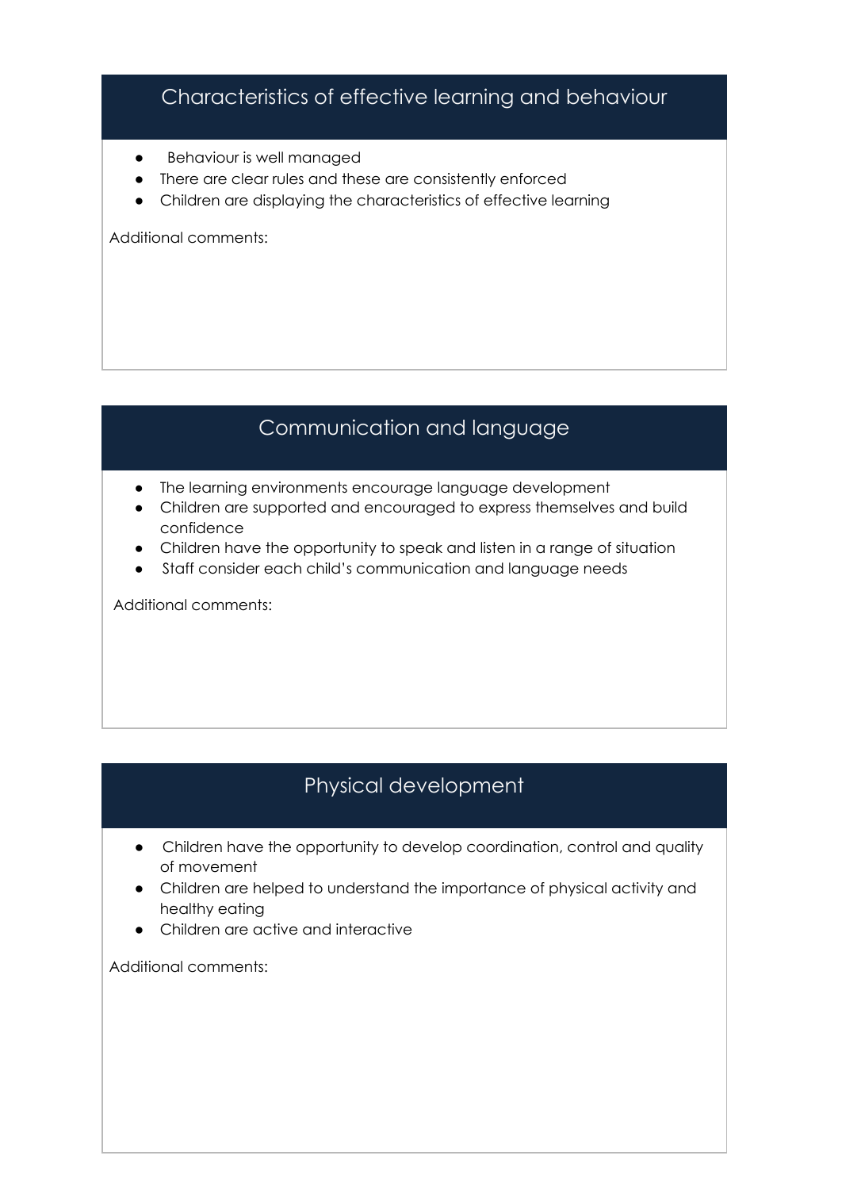## Characteristics of effective learning and behaviour

- Behaviour is well managed
- There are clear rules and these are consistently enforced
- Children are displaying the characteristics of effective learning

Additional comments:

## Communication and language

- The learning environments encourage language development
- Children are supported and encouraged to express themselves and build confidence
- Children have the opportunity to speak and listen in a range of situation
- Staff consider each child's communication and language needs

Additional comments:

## Physical development

- Children have the opportunity to develop coordination, control and quality of movement
- Children are helped to understand the importance of physical activity and healthy eating
- Children are active and interactive

Additional comments: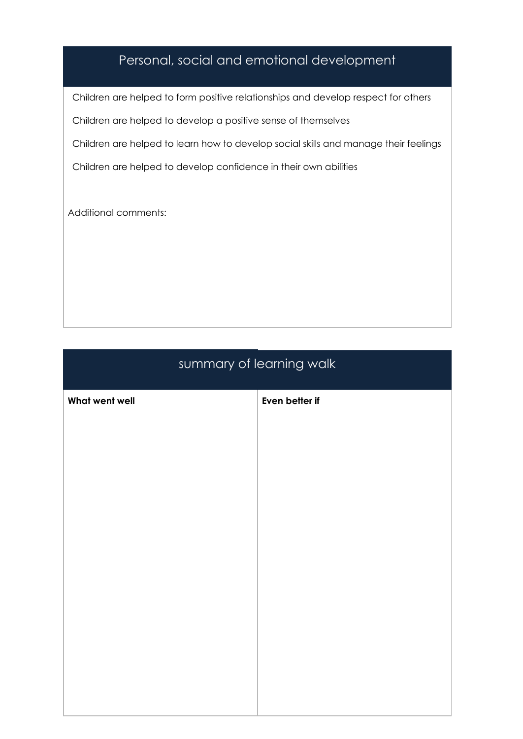## Personal, social and emotional development

Children are helped to form positive relationships and develop respect for others

Children are helped to develop a positive sense of themselves

Children are helped to learn how to develop social skills and manage their feelings

Children are helped to develop confidence in their own abilities

Additional comments:

## summary of learning walk

| What went well | Even better if |
| --- | --- |
| | |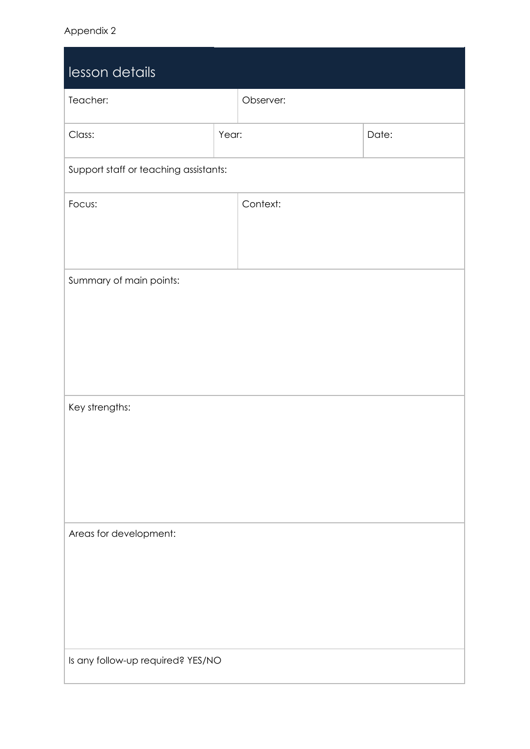Appendix 2

| lesson details | | |
| --- | --- | --- |
| Teacher: | Observer: | |
| Class: | Year: | Date: |
| Support staff or teaching assistants: | | |
| Focus: | Context: | |
| Summary of main points: | | |
| Key strengths: | | |
| Areas for development: | | |
| Is any follow-up required? YES/NO | | |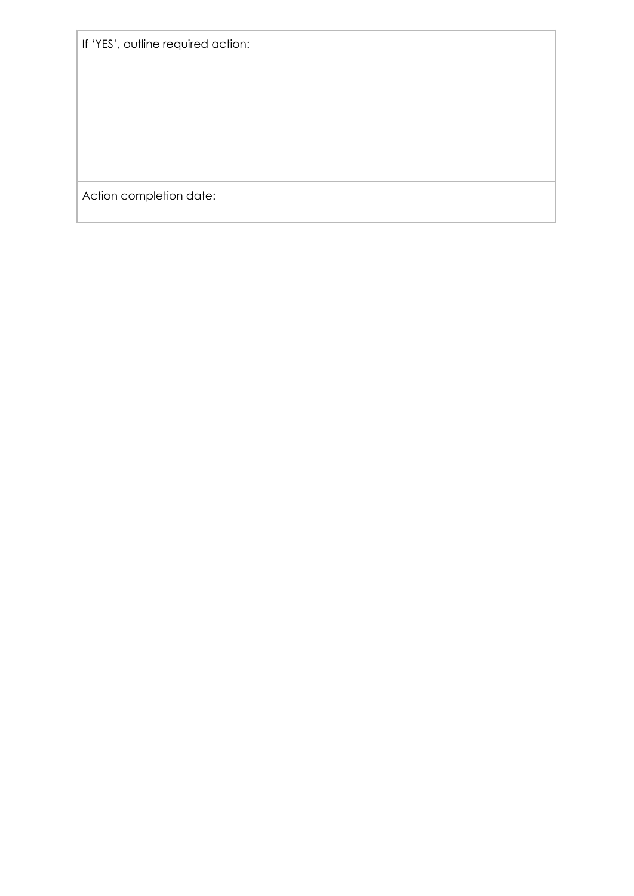| |
|---|
| If 'YES', outline required action: |
| Action completion date: |